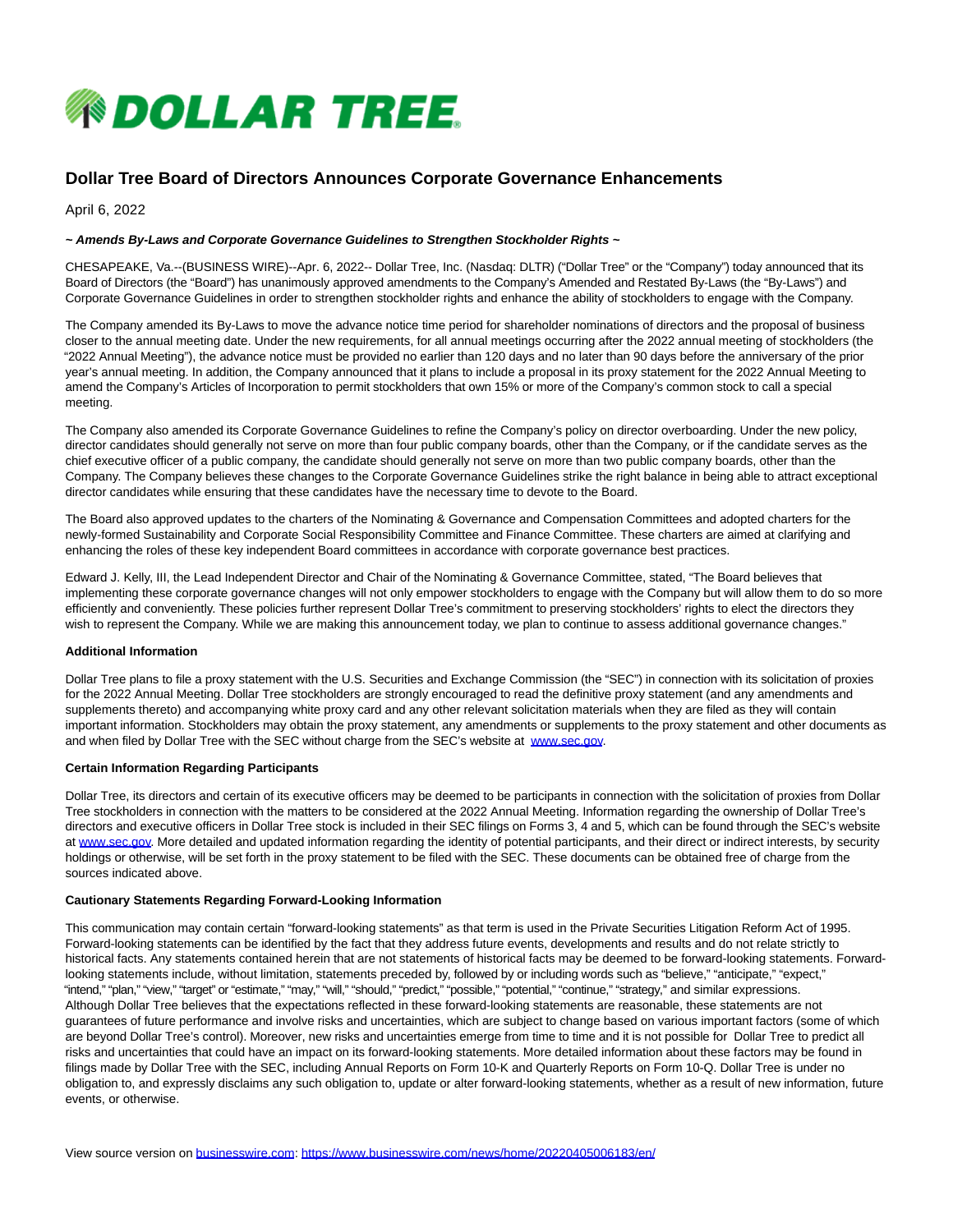# Dollar Tree Board of Directors Announces Corporate Governance Enhancements

April 6, 2022

***~ Amends By-Laws and Corporate Governance Guidelines to Strengthen Stockholder Rights ~***

CHESAPEAKE, Va.--(BUSINESS WIRE)--Apr. 6, 2022-- Dollar Tree, Inc. (Nasdaq: DLTR) ("Dollar Tree" or the "Company") today announced that its Board of Directors (the "Board") has unanimously approved amendments to the Company's Amended and Restated By-Laws (the "By-Laws") and Corporate Governance Guidelines in order to strengthen stockholder rights and enhance the ability of stockholders to engage with the Company.

The Company amended its By-Laws to move the advance notice time period for shareholder nominations of directors and the proposal of business closer to the annual meeting date. Under the new requirements, for all annual meetings occurring after the 2022 annual meeting of stockholders (the "2022 Annual Meeting"), the advance notice must be provided no earlier than 120 days and no later than 90 days before the anniversary of the prior year's annual meeting. In addition, the Company announced that it plans to include a proposal in its proxy statement for the 2022 Annual Meeting to amend the Company's Articles of Incorporation to permit stockholders that own 15% or more of the Company's common stock to call a special meeting.

The Company also amended its Corporate Governance Guidelines to refine the Company's policy on director overboarding. Under the new policy, director candidates should generally not serve on more than four public company boards, other than the Company, or if the candidate serves as the chief executive officer of a public company, the candidate should generally not serve on more than two public company boards, other than the Company. The Company believes these changes to the Corporate Governance Guidelines strike the right balance in being able to attract exceptional director candidates while ensuring that these candidates have the necessary time to devote to the Board.

The Board also approved updates to the charters of the Nominating & Governance and Compensation Committees and adopted charters for the newly-formed Sustainability and Corporate Social Responsibility Committee and Finance Committee. These charters are aimed at clarifying and enhancing the roles of these key independent Board committees in accordance with corporate governance best practices.

Edward J. Kelly, III, the Lead Independent Director and Chair of the Nominating & Governance Committee, stated, "The Board believes that implementing these corporate governance changes will not only empower stockholders to engage with the Company but will allow them to do so more efficiently and conveniently. These policies further represent Dollar Tree's commitment to preserving stockholders' rights to elect the directors they wish to represent the Company. While we are making this announcement today, we plan to continue to assess additional governance changes."

**Additional Information**

Dollar Tree plans to file a proxy statement with the U.S. Securities and Exchange Commission (the "SEC") in connection with its solicitation of proxies for the 2022 Annual Meeting. Dollar Tree stockholders are strongly encouraged to read the definitive proxy statement (and any amendments and supplements thereto) and accompanying white proxy card and any other relevant solicitation materials when they are filed as they will contain important information. Stockholders may obtain the proxy statement, any amendments or supplements to the proxy statement and other documents as and when filed by Dollar Tree with the SEC without charge from the SEC's website at [www.sec.gov](www.sec.gov).

**Certain Information Regarding Participants**

Dollar Tree, its directors and certain of its executive officers may be deemed to be participants in connection with the solicitation of proxies from Dollar Tree stockholders in connection with the matters to be considered at the 2022 Annual Meeting. Information regarding the ownership of Dollar Tree's directors and executive officers in Dollar Tree stock is included in their SEC filings on Forms 3, 4 and 5, which can be found through the SEC's website at [www.sec.gov](www.sec.gov). More detailed and updated information regarding the identity of potential participants, and their direct or indirect interests, by security holdings or otherwise, will be set forth in the proxy statement to be filed with the SEC. These documents can be obtained free of charge from the sources indicated above.

**Cautionary Statements Regarding Forward-Looking Information**

This communication may contain certain "forward-looking statements" as that term is used in the Private Securities Litigation Reform Act of 1995. Forward-looking statements can be identified by the fact that they address future events, developments and results and do not relate strictly to historical facts. Any statements contained herein that are not statements of historical facts may be deemed to be forward-looking statements. Forward-looking statements include, without limitation, statements preceded by, followed by or including words such as "believe," "anticipate," "expect," "intend," "plan," "view," "target" or "estimate," "may," "will," "should," "predict," "possible," "potential," "continue," "strategy," and similar expressions. Although Dollar Tree believes that the expectations reflected in these forward-looking statements are reasonable, these statements are not guarantees of future performance and involve risks and uncertainties, which are subject to change based on various important factors (some of which are beyond Dollar Tree's control). Moreover, new risks and uncertainties emerge from time to time and it is not possible for Dollar Tree to predict all risks and uncertainties that could have an impact on its forward-looking statements. More detailed information about these factors may be found in filings made by Dollar Tree with the SEC, including Annual Reports on Form 10-K and Quarterly Reports on Form 10-Q. Dollar Tree is under no obligation to, and expressly disclaims any such obligation to, update or alter forward-looking statements, whether as a result of new information, future events, or otherwise.

View source version on [businesswire.com](businesswire.com): [https://www.businesswire.com/news/home/20220405006183/en/](https://www.businesswire.com/news/home/20220405006183/en/)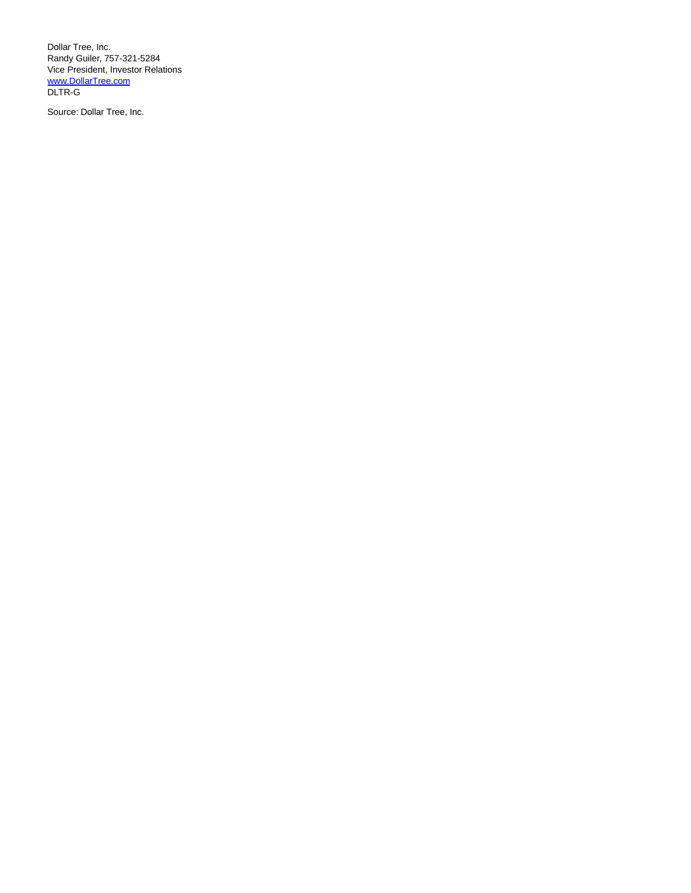Dollar Tree, Inc.
Randy Guiler, 757-321-5284
Vice President, Investor Relations
[www.DollarTree.com](http://www.DollarTree.com)
DLTR-G

Source: Dollar Tree, Inc.